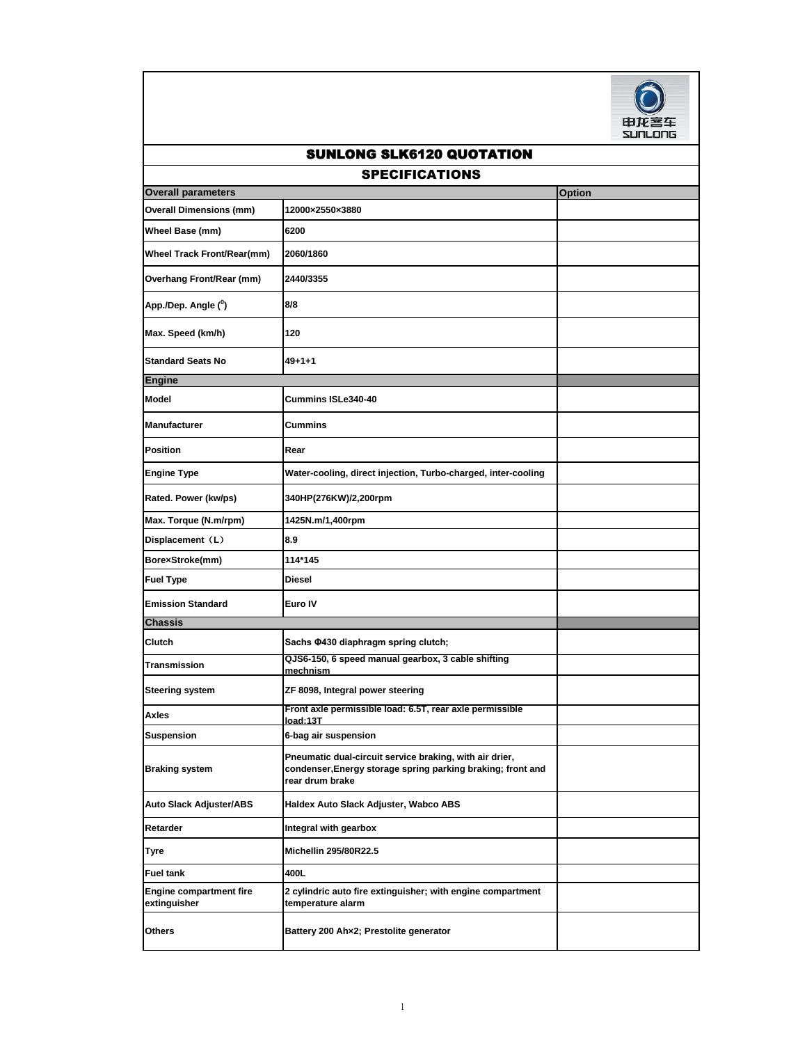# SUNLONG SLK6120 QUOTATION

## SPECIFICATIONS

| Overall parameters | | Option |
|---|---|---|
| Overall Dimensions (mm) | 12000×2550×3880 | |
| Wheel Base (mm) | 6200 | |
| Wheel Track Front/Rear(mm) | 2060/1860 | |
| Overhang Front/Rear (mm) | 2440/3355 | |
| App./Dep. Angle ($^0$) | 8/8 | |
| Max. Speed (km/h) | 120 | |
| Standard Seats No | 49+1+1 | |
| **Engine** | | |
| Model | Cummins ISLe340-40 | |
| Manufacturer | Cummins | |
| Position | Rear | |
| Engine Type | Water-cooling, direct injection, Turbo-charged, inter-cooling | |
| Rated. Power (kw/ps) | 340HP(276KW)/2,200rpm | |
| Max. Torque (N.m/rpm) | 1425N.m/1,400rpm | |
| Displacement（L） | 8.9 | |
| Bore×Stroke(mm) | 114*145 | |
| Fuel Type | Diesel | |
| Emission Standard | Euro IV | |
| **Chassis** | | |
| Clutch | Sachs Φ430 diaphragm spring clutch; | |
| Transmission | QJS6-150, 6 speed manual gearbox, 3 cable shifting mechnism | |
| Steering system | ZF 8098, Integral power steering | |
| Axles | Front axle permissible load: 6.5T, rear axle permissible load:13T | |
| Suspension | 6-bag air suspension | |
| Braking system | Pneumatic dual-circuit service braking, with air drier, condenser,Energy storage spring parking braking; front and rear drum brake | |
| Auto Slack Adjuster/ABS | Haldex Auto Slack Adjuster, Wabco ABS | |
| Retarder | Integral with gearbox | |
| Tyre | Michellin 295/80R22.5 | |
| Fuel tank | 400L | |
| Engine compartment fire extinguisher | 2 cylindric auto fire extinguisher; with engine compartment temperature alarm | |
| Others | Battery 200 Ah×2; Prestolite generator | |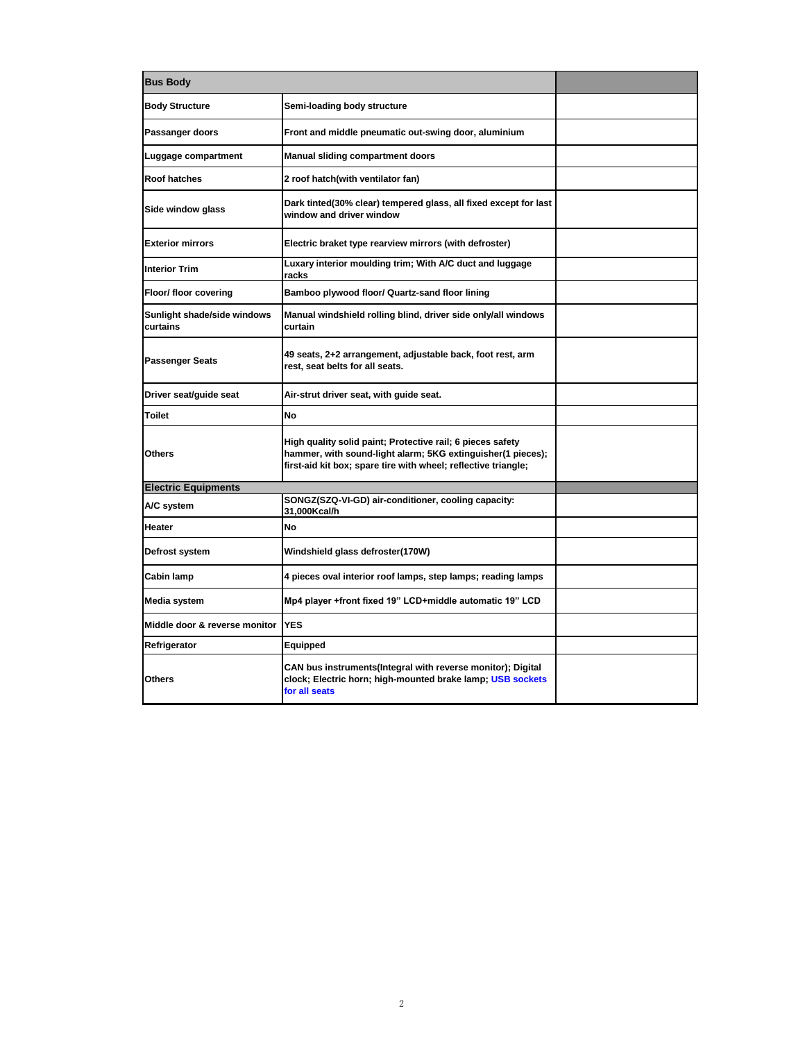| Bus Body | | |
|---|---|---|
| Body Structure | Semi-loading body structure | |
| Passanger doors | Front and middle pneumatic out-swing door, aluminium | |
| Luggage compartment | Manual sliding compartment doors | |
| Roof hatches | 2 roof hatch(with ventilator fan) | |
| Side window glass | Dark tinted(30% clear) tempered glass, all fixed except for last window and driver window | |
| Exterior mirrors | Electric braket type rearview mirrors (with defroster) | |
| Interior Trim | Luxary interior moulding trim; With A/C duct and luggage racks | |
| Floor/ floor covering | Bamboo plywood floor/ Quartz-sand floor lining | |
| Sunlight shade/side windows curtains | Manual windshield rolling blind, driver side only/all windows curtain | |
| Passenger Seats | 49 seats, 2+2 arrangement, adjustable back, foot rest, arm rest, seat belts for all seats. | |
| Driver seat/guide seat | Air-strut driver seat, with guide seat. | |
| Toilet | No | |
| Others | High quality solid paint; Protective rail; 6 pieces safety hammer, with sound-light alarm; 5KG extinguisher(1 pieces); first-aid kit box; spare tire with wheel; reflective triangle; | |
| **Electric Equipments** | | |
| A/C system | SONGZ(SZQ-VI-GD) air-conditioner, cooling capacity: 31,000Kcal/h | |
| Heater | No | |
| Defrost system | Windshield glass defroster(170W) | |
| Cabin lamp | 4 pieces oval interior roof lamps, step lamps; reading lamps | |
| Media system | Mp4 player +front fixed 19" LCD+middle automatic 19" LCD | |
| Middle door & reverse monitor | YES | |
| Refrigerator | Equipped | |
| Others | CAN bus instruments(Integral with reverse monitor); Digital clock; Electric horn; high-mounted brake lamp; USB sockets for all seats | |